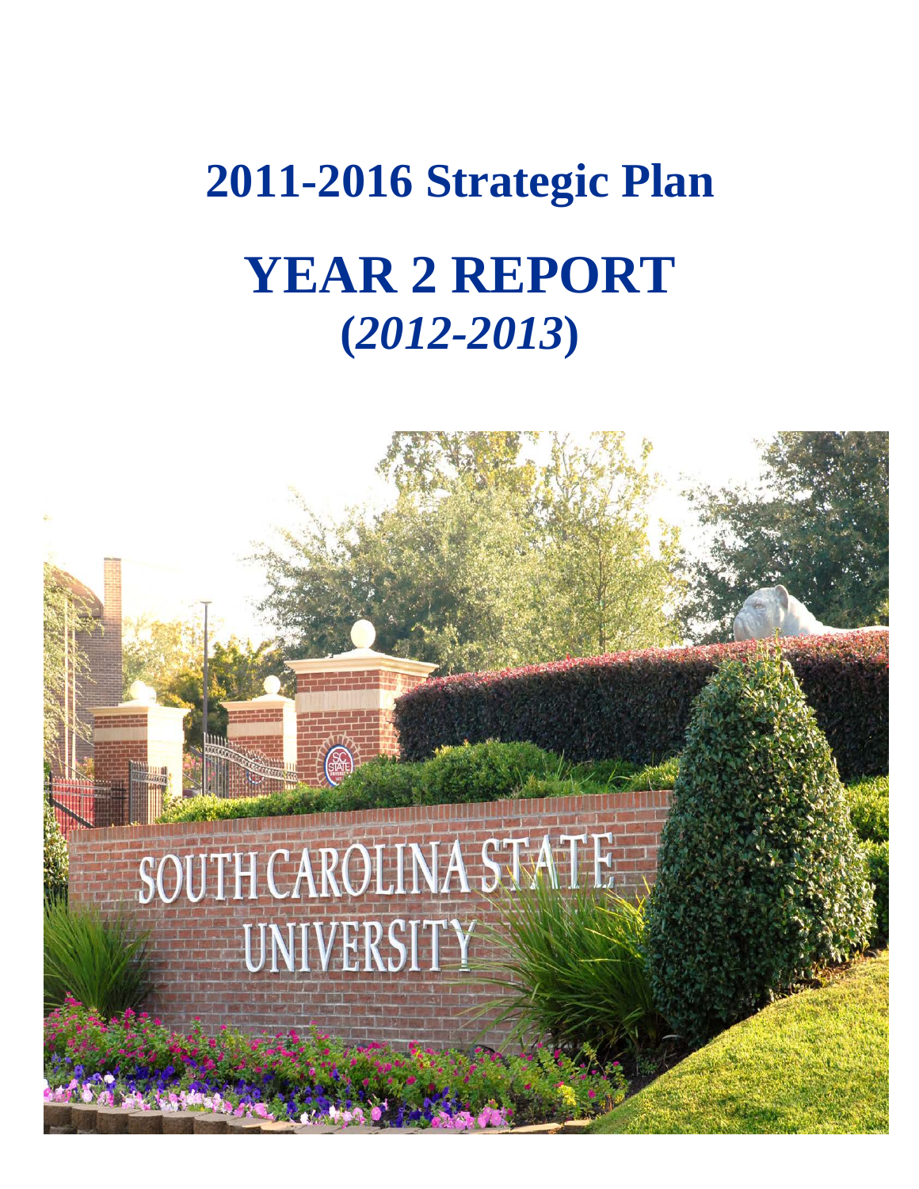# 2011-2016 Strategic Plan

# YEAR 2 REPORT
# (*2012-2013*)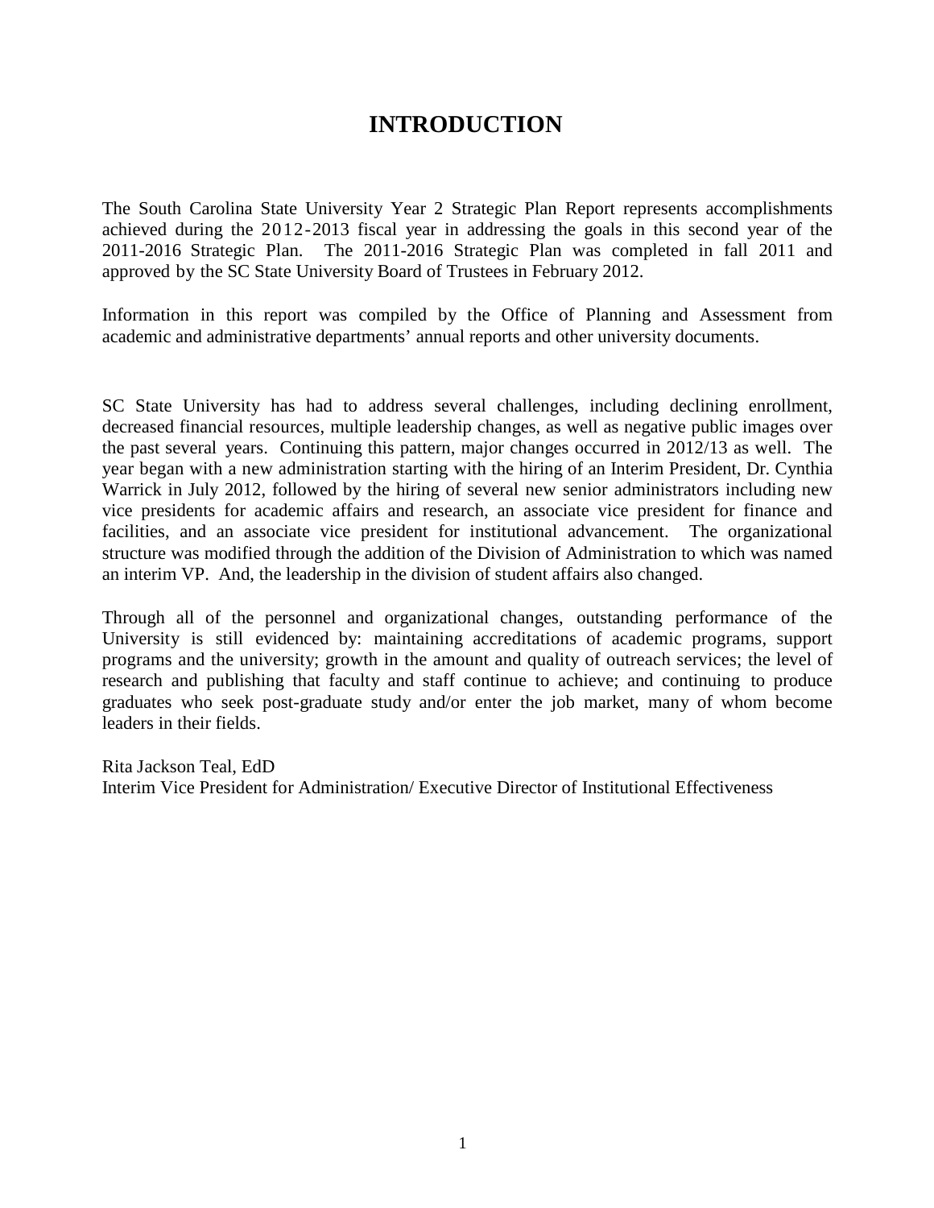# INTRODUCTION

The South Carolina State University Year 2 Strategic Plan Report represents accomplishments achieved during the 2012-2013 fiscal year in addressing the goals in this second year of the 2011-2016 Strategic Plan. The 2011-2016 Strategic Plan was completed in fall 2011 and approved by the SC State University Board of Trustees in February 2012.

Information in this report was compiled by the Office of Planning and Assessment from academic and administrative departments' annual reports and other university documents.

SC State University has had to address several challenges, including declining enrollment, decreased financial resources, multiple leadership changes, as well as negative public images over the past several years. Continuing this pattern, major changes occurred in 2012/13 as well. The year began with a new administration starting with the hiring of an Interim President, Dr. Cynthia Warrick in July 2012, followed by the hiring of several new senior administrators including new vice presidents for academic affairs and research, an associate vice president for finance and facilities, and an associate vice president for institutional advancement. The organizational structure was modified through the addition of the Division of Administration to which was named an interim VP. And, the leadership in the division of student affairs also changed.

Through all of the personnel and organizational changes, outstanding performance of the University is still evidenced by: maintaining accreditations of academic programs, support programs and the university; growth in the amount and quality of outreach services; the level of research and publishing that faculty and staff continue to achieve; and continuing to produce graduates who seek post-graduate study and/or enter the job market, many of whom become leaders in their fields.

Rita Jackson Teal, EdD
Interim Vice President for Administration/ Executive Director of Institutional Effectiveness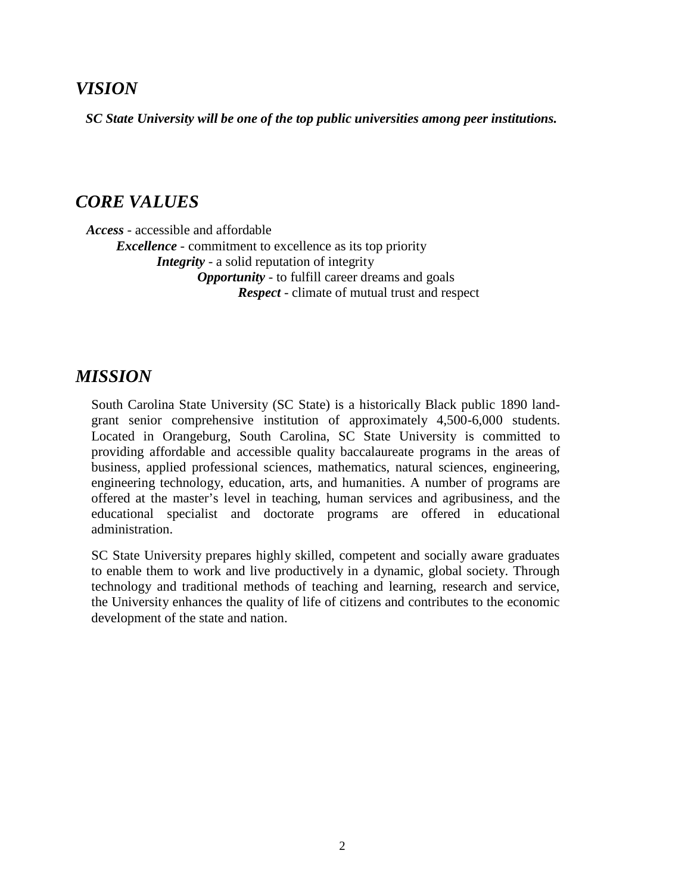## *VISION*

***SC State University will be one of the top public universities among peer institutions.***

## *CORE VALUES*

***Access*** - accessible and affordable

***Excellence*** - commitment to excellence as its top priority

***Integrity*** - a solid reputation of integrity

***Opportunity*** - to fulfill career dreams and goals

***Respect*** - climate of mutual trust and respect

## *MISSION*

South Carolina State University (SC State) is a historically Black public 1890 land-grant senior comprehensive institution of approximately 4,500-6,000 students. Located in Orangeburg, South Carolina, SC State University is committed to providing affordable and accessible quality baccalaureate programs in the areas of business, applied professional sciences, mathematics, natural sciences, engineering, engineering technology, education, arts, and humanities. A number of programs are offered at the master's level in teaching, human services and agribusiness, and the educational specialist and doctorate programs are offered in educational administration.

SC State University prepares highly skilled, competent and socially aware graduates to enable them to work and live productively in a dynamic, global society. Through technology and traditional methods of teaching and learning, research and service, the University enhances the quality of life of citizens and contributes to the economic development of the state and nation.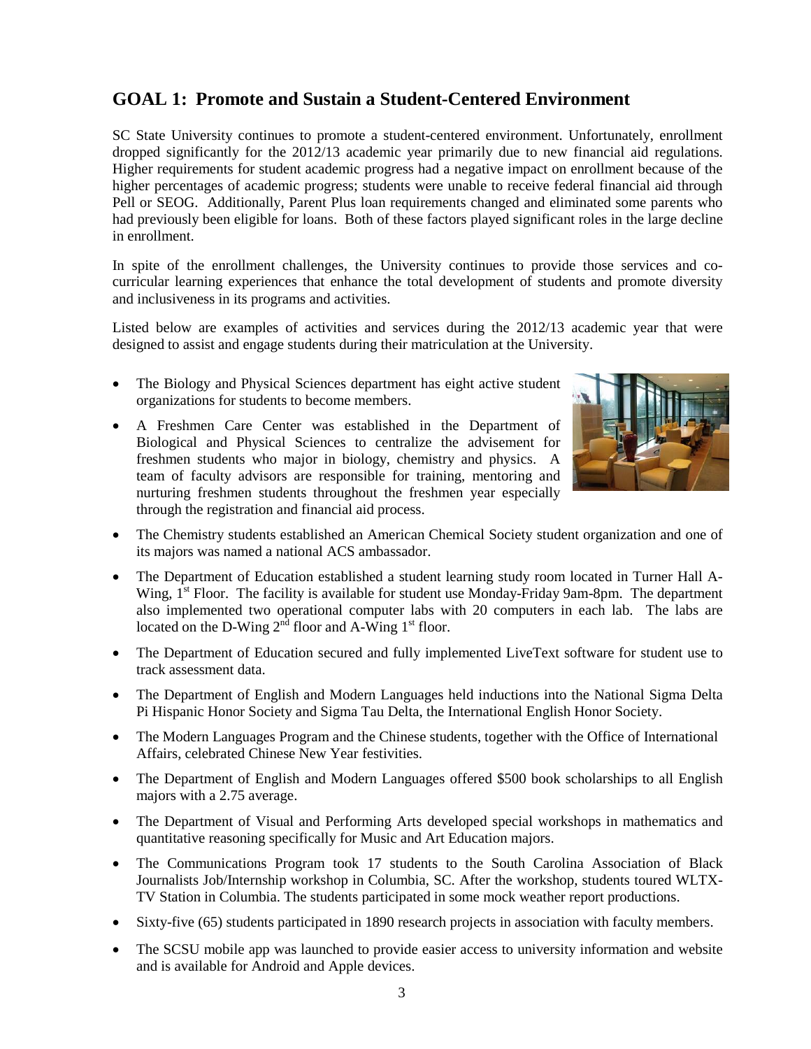## GOAL 1: Promote and Sustain a Student-Centered Environment

SC State University continues to promote a student-centered environment. Unfortunately, enrollment dropped significantly for the 2012/13 academic year primarily due to new financial aid regulations. Higher requirements for student academic progress had a negative impact on enrollment because of the higher percentages of academic progress; students were unable to receive federal financial aid through Pell or SEOG. Additionally, Parent Plus loan requirements changed and eliminated some parents who had previously been eligible for loans. Both of these factors played significant roles in the large decline in enrollment.

In spite of the enrollment challenges, the University continues to provide those services and co-curricular learning experiences that enhance the total development of students and promote diversity and inclusiveness in its programs and activities.

Listed below are examples of activities and services during the 2012/13 academic year that were designed to assist and engage students during their matriculation at the University.

- The Biology and Physical Sciences department has eight active student organizations for students to become members.
- A Freshmen Care Center was established in the Department of Biological and Physical Sciences to centralize the advisement for freshmen students who major in biology, chemistry and physics. A team of faculty advisors are responsible for training, mentoring and nurturing freshmen students throughout the freshmen year especially through the registration and financial aid process.
- The Chemistry students established an American Chemical Society student organization and one of its majors was named a national ACS ambassador.
- The Department of Education established a student learning study room located in Turner Hall A-Wing, 1st Floor. The facility is available for student use Monday-Friday 9am-8pm. The department also implemented two operational computer labs with 20 computers in each lab. The labs are located on the D-Wing 2nd floor and A-Wing 1st floor.
- The Department of Education secured and fully implemented LiveText software for student use to track assessment data.
- The Department of English and Modern Languages held inductions into the National Sigma Delta Pi Hispanic Honor Society and Sigma Tau Delta, the International English Honor Society.
- The Modern Languages Program and the Chinese students, together with the Office of International Affairs, celebrated Chinese New Year festivities.
- The Department of English and Modern Languages offered $500 book scholarships to all English majors with a 2.75 average.
- The Department of Visual and Performing Arts developed special workshops in mathematics and quantitative reasoning specifically for Music and Art Education majors.
- The Communications Program took 17 students to the South Carolina Association of Black Journalists Job/Internship workshop in Columbia, SC. After the workshop, students toured WLTX-TV Station in Columbia. The students participated in some mock weather report productions.
- Sixty-five (65) students participated in 1890 research projects in association with faculty members.
- The SCSU mobile app was launched to provide easier access to university information and website and is available for Android and Apple devices.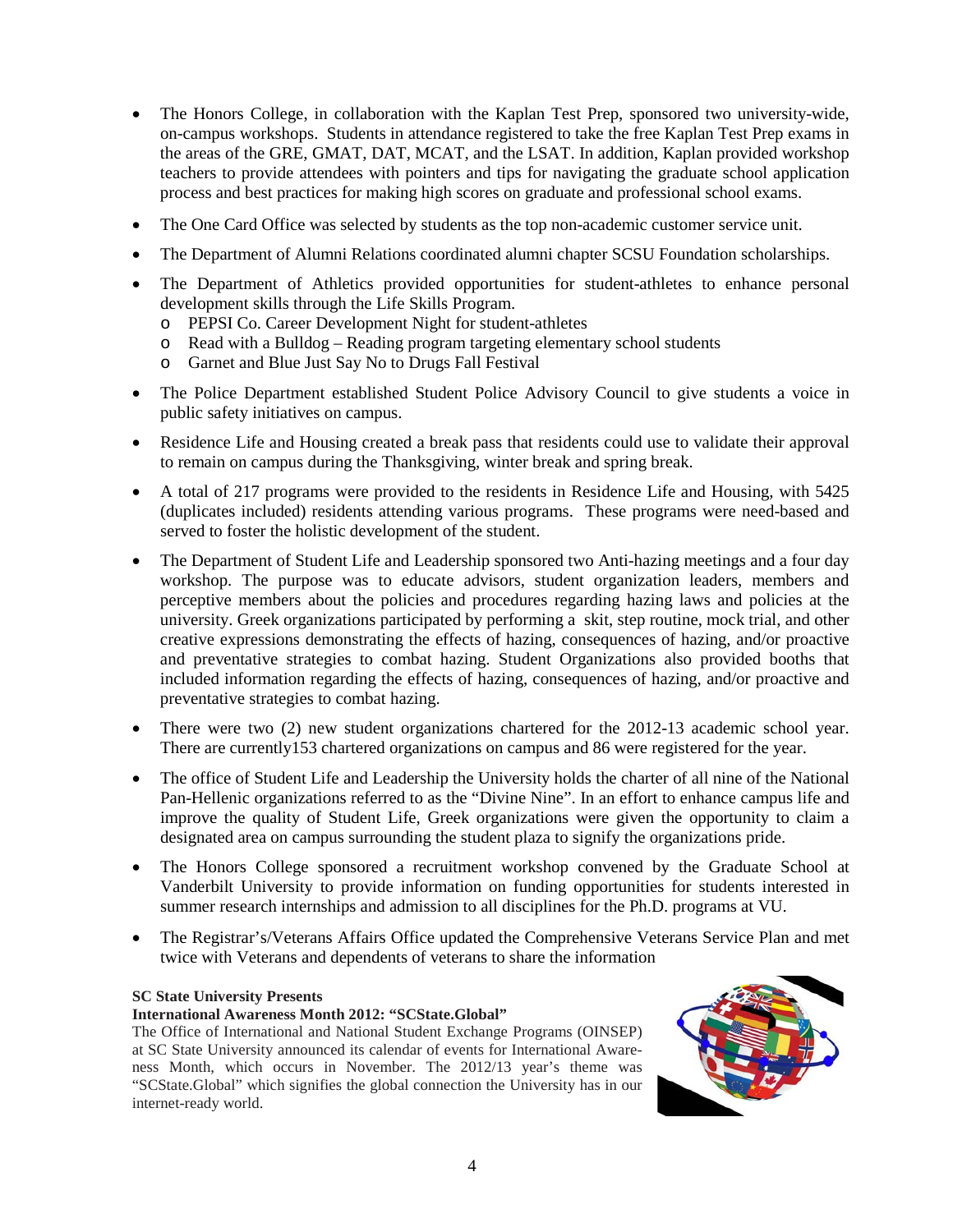- The Honors College, in collaboration with the Kaplan Test Prep, sponsored two university-wide, on-campus workshops. Students in attendance registered to take the free Kaplan Test Prep exams in the areas of the GRE, GMAT, DAT, MCAT, and the LSAT. In addition, Kaplan provided workshop teachers to provide attendees with pointers and tips for navigating the graduate school application process and best practices for making high scores on graduate and professional school exams.
- The One Card Office was selected by students as the top non-academic customer service unit.
- The Department of Alumni Relations coordinated alumni chapter SCSU Foundation scholarships.
- The Department of Athletics provided opportunities for student-athletes to enhance personal development skills through the Life Skills Program.
  - PEPSI Co. Career Development Night for student-athletes
  - Read with a Bulldog – Reading program targeting elementary school students
  - Garnet and Blue Just Say No to Drugs Fall Festival
- The Police Department established Student Police Advisory Council to give students a voice in public safety initiatives on campus.
- Residence Life and Housing created a break pass that residents could use to validate their approval to remain on campus during the Thanksgiving, winter break and spring break.
- A total of 217 programs were provided to the residents in Residence Life and Housing, with 5425 (duplicates included) residents attending various programs. These programs were need-based and served to foster the holistic development of the student.
- The Department of Student Life and Leadership sponsored two Anti-hazing meetings and a four day workshop. The purpose was to educate advisors, student organization leaders, members and perceptive members about the policies and procedures regarding hazing laws and policies at the university. Greek organizations participated by performing a skit, step routine, mock trial, and other creative expressions demonstrating the effects of hazing, consequences of hazing, and/or proactive and preventative strategies to combat hazing. Student Organizations also provided booths that included information regarding the effects of hazing, consequences of hazing, and/or proactive and preventative strategies to combat hazing.
- There were two (2) new student organizations chartered for the 2012-13 academic school year. There are currently153 chartered organizations on campus and 86 were registered for the year.
- The office of Student Life and Leadership the University holds the charter of all nine of the National Pan-Hellenic organizations referred to as the "Divine Nine". In an effort to enhance campus life and improve the quality of Student Life, Greek organizations were given the opportunity to claim a designated area on campus surrounding the student plaza to signify the organizations pride.
- The Honors College sponsored a recruitment workshop convened by the Graduate School at Vanderbilt University to provide information on funding opportunities for students interested in summer research internships and admission to all disciplines for the Ph.D. programs at VU.
- The Registrar's/Veterans Affairs Office updated the Comprehensive Veterans Service Plan and met twice with Veterans and dependents of veterans to share the information

**SC State University Presents**
**International Awareness Month 2012: "SCState.Global"**

The Office of International and National Student Exchange Programs (OINSEP) at SC State University announced its calendar of events for International Awareness Month, which occurs in November. The 2012/13 year's theme was "SCState.Global" which signifies the global connection the University has in our internet-ready world.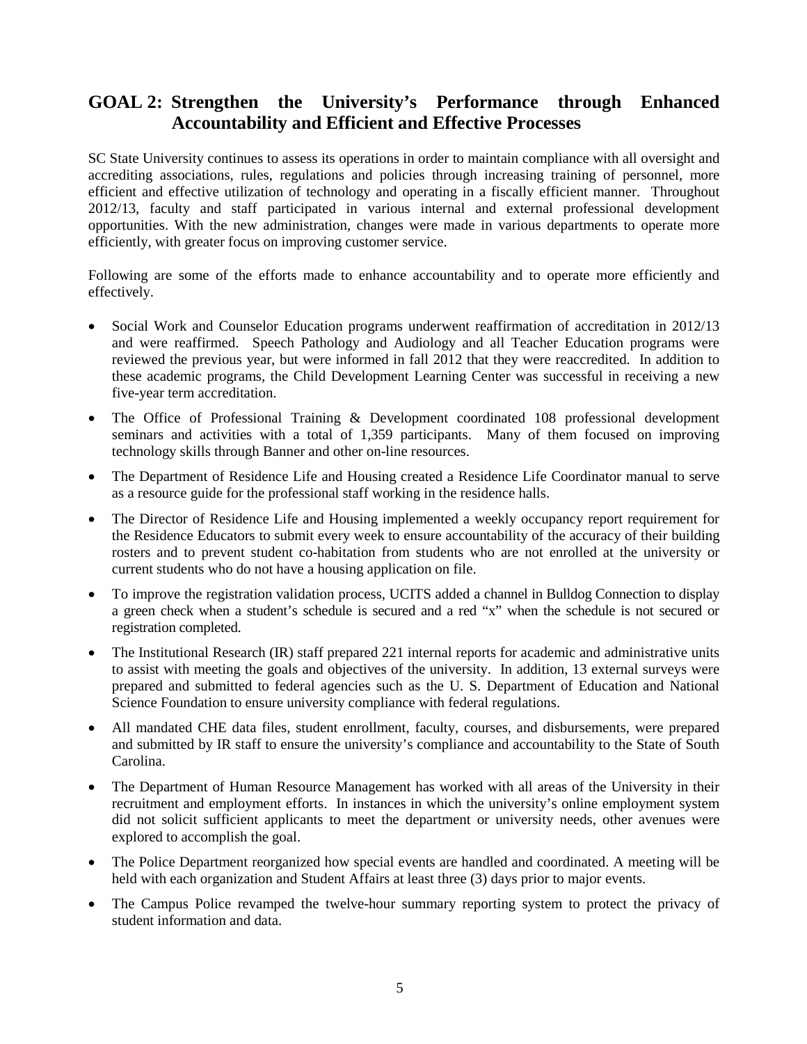## GOAL 2: Strengthen the University's Performance through Enhanced Accountability and Efficient and Effective Processes

SC State University continues to assess its operations in order to maintain compliance with all oversight and accrediting associations, rules, regulations and policies through increasing training of personnel, more efficient and effective utilization of technology and operating in a fiscally efficient manner. Throughout 2012/13, faculty and staff participated in various internal and external professional development opportunities. With the new administration, changes were made in various departments to operate more efficiently, with greater focus on improving customer service.

Following are some of the efforts made to enhance accountability and to operate more efficiently and effectively.

- Social Work and Counselor Education programs underwent reaffirmation of accreditation in 2012/13 and were reaffirmed. Speech Pathology and Audiology and all Teacher Education programs were reviewed the previous year, but were informed in fall 2012 that they were reaccredited. In addition to these academic programs, the Child Development Learning Center was successful in receiving a new five-year term accreditation.
- The Office of Professional Training & Development coordinated 108 professional development seminars and activities with a total of 1,359 participants. Many of them focused on improving technology skills through Banner and other on-line resources.
- The Department of Residence Life and Housing created a Residence Life Coordinator manual to serve as a resource guide for the professional staff working in the residence halls.
- The Director of Residence Life and Housing implemented a weekly occupancy report requirement for the Residence Educators to submit every week to ensure accountability of the accuracy of their building rosters and to prevent student co-habitation from students who are not enrolled at the university or current students who do not have a housing application on file.
- To improve the registration validation process, UCITS added a channel in Bulldog Connection to display a green check when a student's schedule is secured and a red "x" when the schedule is not secured or registration completed.
- The Institutional Research (IR) staff prepared 221 internal reports for academic and administrative units to assist with meeting the goals and objectives of the university. In addition, 13 external surveys were prepared and submitted to federal agencies such as the U. S. Department of Education and National Science Foundation to ensure university compliance with federal regulations.
- All mandated CHE data files, student enrollment, faculty, courses, and disbursements, were prepared and submitted by IR staff to ensure the university's compliance and accountability to the State of South Carolina.
- The Department of Human Resource Management has worked with all areas of the University in their recruitment and employment efforts. In instances in which the university's online employment system did not solicit sufficient applicants to meet the department or university needs, other avenues were explored to accomplish the goal.
- The Police Department reorganized how special events are handled and coordinated. A meeting will be held with each organization and Student Affairs at least three (3) days prior to major events.
- The Campus Police revamped the twelve-hour summary reporting system to protect the privacy of student information and data.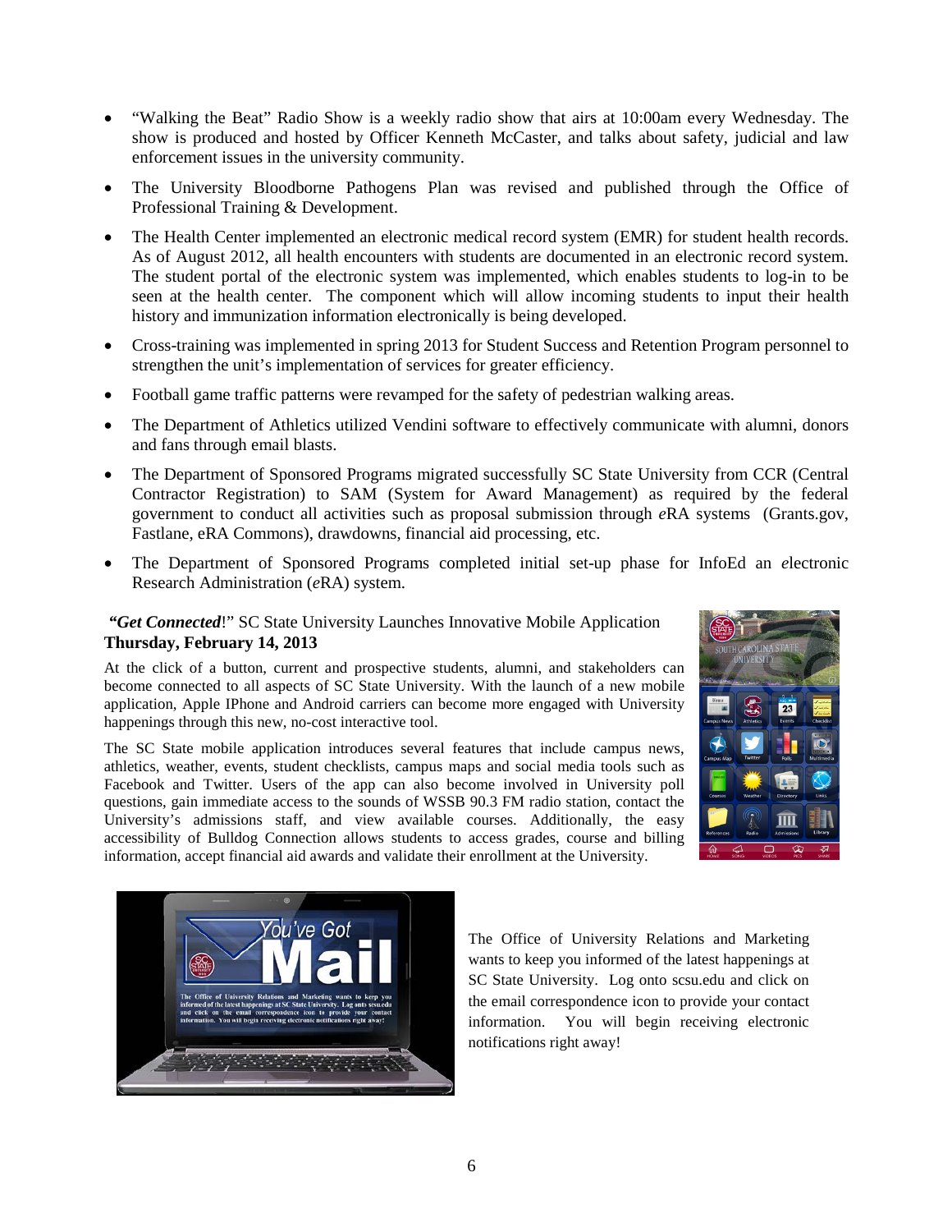- "Walking the Beat" Radio Show is a weekly radio show that airs at 10:00am every Wednesday. The show is produced and hosted by Officer Kenneth McCaster, and talks about safety, judicial and law enforcement issues in the university community.
- The University Bloodborne Pathogens Plan was revised and published through the Office of Professional Training & Development.
- The Health Center implemented an electronic medical record system (EMR) for student health records. As of August 2012, all health encounters with students are documented in an electronic record system. The student portal of the electronic system was implemented, which enables students to log-in to be seen at the health center. The component which will allow incoming students to input their health history and immunization information electronically is being developed.
- Cross-training was implemented in spring 2013 for Student Success and Retention Program personnel to strengthen the unit's implementation of services for greater efficiency.
- Football game traffic patterns were revamped for the safety of pedestrian walking areas.
- The Department of Athletics utilized Vendini software to effectively communicate with alumni, donors and fans through email blasts.
- The Department of Sponsored Programs migrated successfully SC State University from CCR (Central Contractor Registration) to SAM (System for Award Management) as required by the federal government to conduct all activities such as proposal submission through *e*RA systems (Grants.gov, Fastlane, eRA Commons), drawdowns, financial aid processing, etc.
- The Department of Sponsored Programs completed initial set-up phase for InfoEd an *e*lectronic Research Administration (*e*RA) system.

***"Get Connected*!"** SC State University Launches Innovative Mobile Application
**Thursday, February 14, 2013**

At the click of a button, current and prospective students, alumni, and stakeholders can become connected to all aspects of SC State University. With the launch of a new mobile application, Apple IPhone and Android carriers can become more engaged with University happenings through this new, no-cost interactive tool.

The SC State mobile application introduces several features that include campus news, athletics, weather, student checklists, campus maps and social media tools such as Facebook and Twitter. Users of the app can also become involved in University poll questions, gain immediate access to the sounds of WSSB 90.3 FM radio station, contact the University's admissions staff, and view available courses. Additionally, the easy accessibility of Bulldog Connection allows students to access grades, course and billing information, accept financial aid awards and validate their enrollment at the University.

The Office of University Relations and Marketing wants to keep you informed of the latest happenings at SC State University. Log onto scsu.edu and click on the email correspondence icon to provide your contact information. You will begin receiving electronic notifications right away!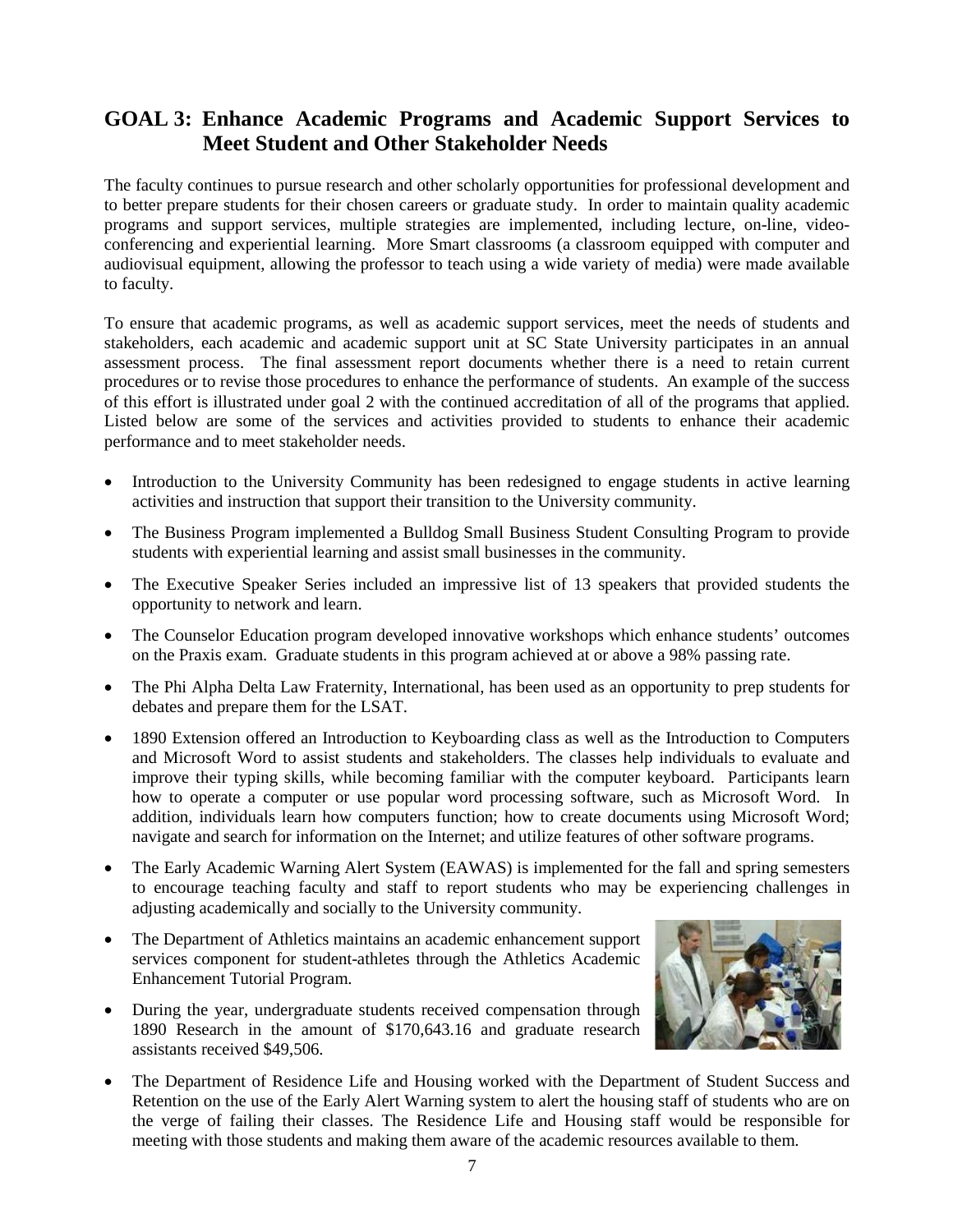## GOAL 3: Enhance Academic Programs and Academic Support Services to Meet Student and Other Stakeholder Needs

The faculty continues to pursue research and other scholarly opportunities for professional development and to better prepare students for their chosen careers or graduate study. In order to maintain quality academic programs and support services, multiple strategies are implemented, including lecture, on-line, video-conferencing and experiential learning. More Smart classrooms (a classroom equipped with computer and audiovisual equipment, allowing the professor to teach using a wide variety of media) were made available to faculty.

To ensure that academic programs, as well as academic support services, meet the needs of students and stakeholders, each academic and academic support unit at SC State University participates in an annual assessment process. The final assessment report documents whether there is a need to retain current procedures or to revise those procedures to enhance the performance of students. An example of the success of this effort is illustrated under goal 2 with the continued accreditation of all of the programs that applied. Listed below are some of the services and activities provided to students to enhance their academic performance and to meet stakeholder needs.

- Introduction to the University Community has been redesigned to engage students in active learning activities and instruction that support their transition to the University community.
- The Business Program implemented a Bulldog Small Business Student Consulting Program to provide students with experiential learning and assist small businesses in the community.
- The Executive Speaker Series included an impressive list of 13 speakers that provided students the opportunity to network and learn.
- The Counselor Education program developed innovative workshops which enhance students' outcomes on the Praxis exam. Graduate students in this program achieved at or above a 98% passing rate.
- The Phi Alpha Delta Law Fraternity, International, has been used as an opportunity to prep students for debates and prepare them for the LSAT.
- 1890 Extension offered an Introduction to Keyboarding class as well as the Introduction to Computers and Microsoft Word to assist students and stakeholders. The classes help individuals to evaluate and improve their typing skills, while becoming familiar with the computer keyboard. Participants learn how to operate a computer or use popular word processing software, such as Microsoft Word. In addition, individuals learn how computers function; how to create documents using Microsoft Word; navigate and search for information on the Internet; and utilize features of other software programs.
- The Early Academic Warning Alert System (EAWAS) is implemented for the fall and spring semesters to encourage teaching faculty and staff to report students who may be experiencing challenges in adjusting academically and socially to the University community.
- The Department of Athletics maintains an academic enhancement support services component for student-athletes through the Athletics Academic Enhancement Tutorial Program.
- During the year, undergraduate students received compensation through 1890 Research in the amount of $170,643.16 and graduate research assistants received $49,506.
- The Department of Residence Life and Housing worked with the Department of Student Success and Retention on the use of the Early Alert Warning system to alert the housing staff of students who are on the verge of failing their classes. The Residence Life and Housing staff would be responsible for meeting with those students and making them aware of the academic resources available to them.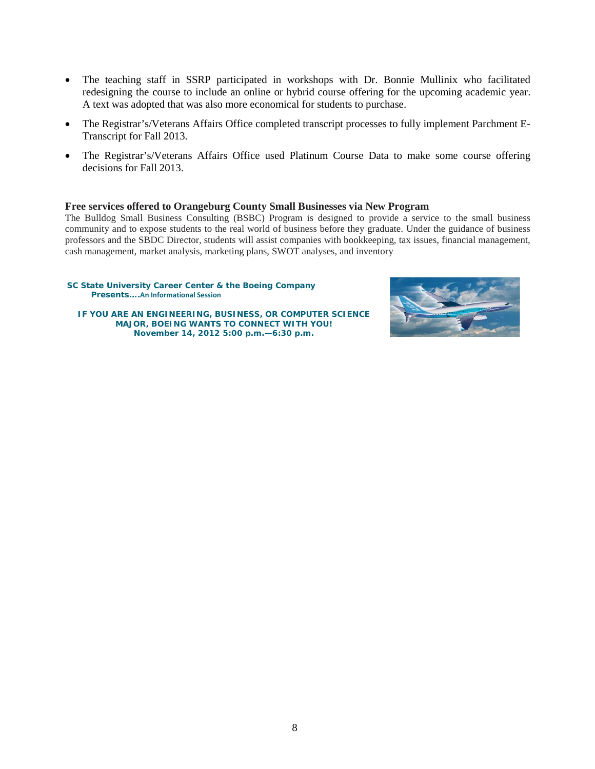- The teaching staff in SSRP participated in workshops with Dr. Bonnie Mullinix who facilitated redesigning the course to include an online or hybrid course offering for the upcoming academic year. A text was adopted that was also more economical for students to purchase.
- The Registrar's/Veterans Affairs Office completed transcript processes to fully implement Parchment E-Transcript for Fall 2013.
- The Registrar's/Veterans Affairs Office used Platinum Course Data to make some course offering decisions for Fall 2013.

**Free services offered to Orangeburg County Small Businesses via New Program**

The Bulldog Small Business Consulting (BSBC) Program is designed to provide a service to the small business community and to expose students to the real world of business before they graduate. Under the guidance of business professors and the SBDC Director, students will assist companies with bookkeeping, tax issues, financial management, cash management, market analysis, marketing plans, SWOT analyses, and inventory

**SC State University Career Center & the Boeing Company Presents….** An Informational Session

**IF YOU ARE AN ENGINEERING, BUSINESS, OR COMPUTER SCIENCE MAJOR, BOEING WANTS TO CONNECT WITH YOU!**
**November 14, 2012 5:00 p.m.—6:30 p.m.**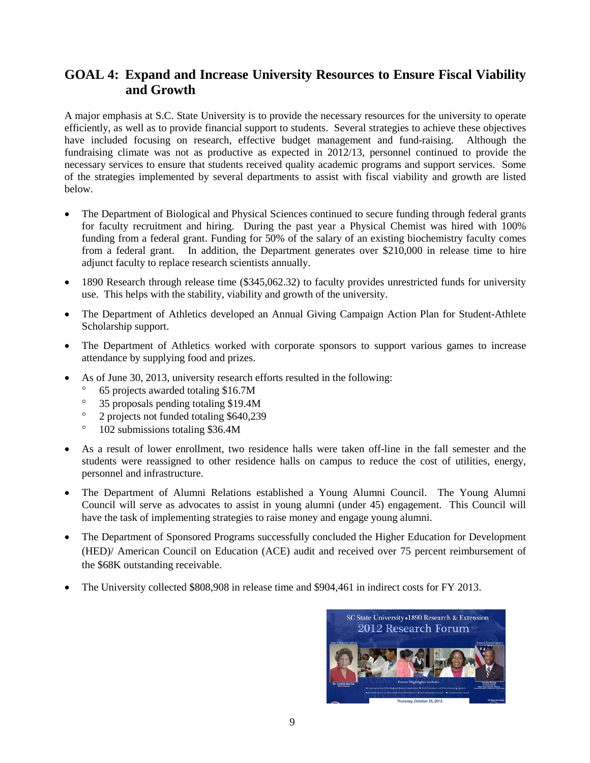## GOAL 4: Expand and Increase University Resources to Ensure Fiscal Viability and Growth

A major emphasis at S.C. State University is to provide the necessary resources for the university to operate efficiently, as well as to provide financial support to students. Several strategies to achieve these objectives have included focusing on research, effective budget management and fund-raising. Although the fundraising climate was not as productive as expected in 2012/13, personnel continued to provide the necessary services to ensure that students received quality academic programs and support services. Some of the strategies implemented by several departments to assist with fiscal viability and growth are listed below.

- The Department of Biological and Physical Sciences continued to secure funding through federal grants for faculty recruitment and hiring. During the past year a Physical Chemist was hired with 100% funding from a federal grant. Funding for 50% of the salary of an existing biochemistry faculty comes from a federal grant. In addition, the Department generates over $210,000 in release time to hire adjunct faculty to replace research scientists annually.
- 1890 Research through release time ($345,062.32) to faculty provides unrestricted funds for university use. This helps with the stability, viability and growth of the university.
- The Department of Athletics developed an Annual Giving Campaign Action Plan for Student-Athlete Scholarship support.
- The Department of Athletics worked with corporate sponsors to support various games to increase attendance by supplying food and prizes.
- As of June 30, 2013, university research efforts resulted in the following:
  - 65 projects awarded totaling $16.7M
  - 35 proposals pending totaling $19.4M
  - 2 projects not funded totaling $640,239
  - 102 submissions totaling $36.4M
- As a result of lower enrollment, two residence halls were taken off-line in the fall semester and the students were reassigned to other residence halls on campus to reduce the cost of utilities, energy, personnel and infrastructure.
- The Department of Alumni Relations established a Young Alumni Council. The Young Alumni Council will serve as advocates to assist in young alumni (under 45) engagement. This Council will have the task of implementing strategies to raise money and engage young alumni.
- The Department of Sponsored Programs successfully concluded the Higher Education for Development (HED)/ American Council on Education (ACE) audit and received over 75 percent reimbursement of the $68K outstanding receivable.
- The University collected $808,908 in release time and $904,461 in indirect costs for FY 2013.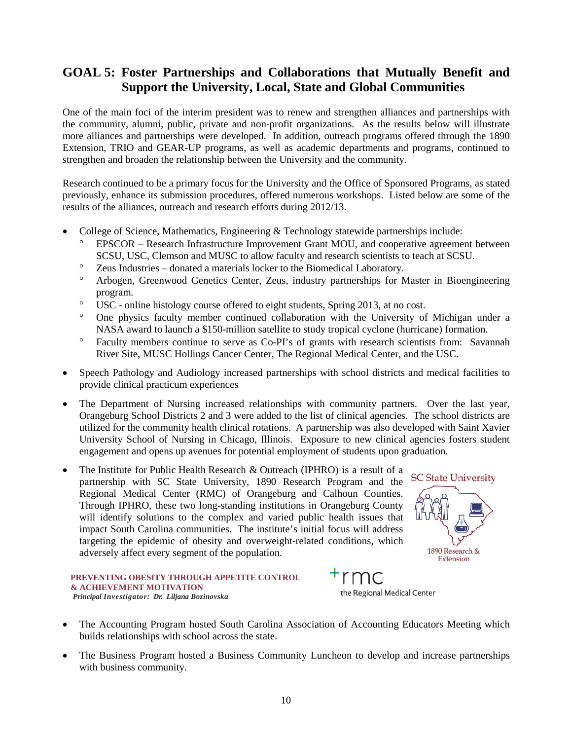## GOAL 5: Foster Partnerships and Collaborations that Mutually Benefit and Support the University, Local, State and Global Communities

One of the main foci of the interim president was to renew and strengthen alliances and partnerships with the community, alumni, public, private and non-profit organizations. As the results below will illustrate more alliances and partnerships were developed. In addition, outreach programs offered through the 1890 Extension, TRIO and GEAR-UP programs, as well as academic departments and programs, continued to strengthen and broaden the relationship between the University and the community.

Research continued to be a primary focus for the University and the Office of Sponsored Programs, as stated previously, enhance its submission procedures, offered numerous workshops. Listed below are some of the results of the alliances, outreach and research efforts during 2012/13.

- College of Science, Mathematics, Engineering & Technology statewide partnerships include:
  - EPSCOR – Research Infrastructure Improvement Grant MOU, and cooperative agreement between SCSU, USC, Clemson and MUSC to allow faculty and research scientists to teach at SCSU.
  - Zeus Industries – donated a materials locker to the Biomedical Laboratory.
  - Arbogen, Greenwood Genetics Center, Zeus, industry partnerships for Master in Bioengineering program.
  - USC - online histology course offered to eight students, Spring 2013, at no cost.
  - One physics faculty member continued collaboration with the University of Michigan under a NASA award to launch a $150-million satellite to study tropical cyclone (hurricane) formation.
  - Faculty members continue to serve as Co-PI's of grants with research scientists from: Savannah River Site, MUSC Hollings Cancer Center, The Regional Medical Center, and the USC.
- Speech Pathology and Audiology increased partnerships with school districts and medical facilities to provide clinical practicum experiences
- The Department of Nursing increased relationships with community partners. Over the last year, Orangeburg School Districts 2 and 3 were added to the list of clinical agencies. The school districts are utilized for the community health clinical rotations. A partnership was also developed with Saint Xavier University School of Nursing in Chicago, Illinois. Exposure to new clinical agencies fosters student engagement and opens up avenues for potential employment of students upon graduation.
- The Institute for Public Health Research & Outreach (IPHRO) is a result of a partnership with SC State University, 1890 Research Program and the Regional Medical Center (RMC) of Orangeburg and Calhoun Counties. Through IPHRO, these two long-standing institutions in Orangeburg County will identify solutions to the complex and varied public health issues that impact South Carolina communities. The institute's initial focus will address targeting the epidemic of obesity and overweight-related conditions, which adversely affect every segment of the population.

SC State University

1890 Research & Extension

**PREVENTING OBESITY THROUGH APPETITE CONTROL & ACHIEVEMENT MOTIVATION**
***Principal Investigator: Dr. Liljana Bozinovska***

+rmc
the Regional Medical Center

- The Accounting Program hosted South Carolina Association of Accounting Educators Meeting which builds relationships with school across the state.
- The Business Program hosted a Business Community Luncheon to develop and increase partnerships with business community.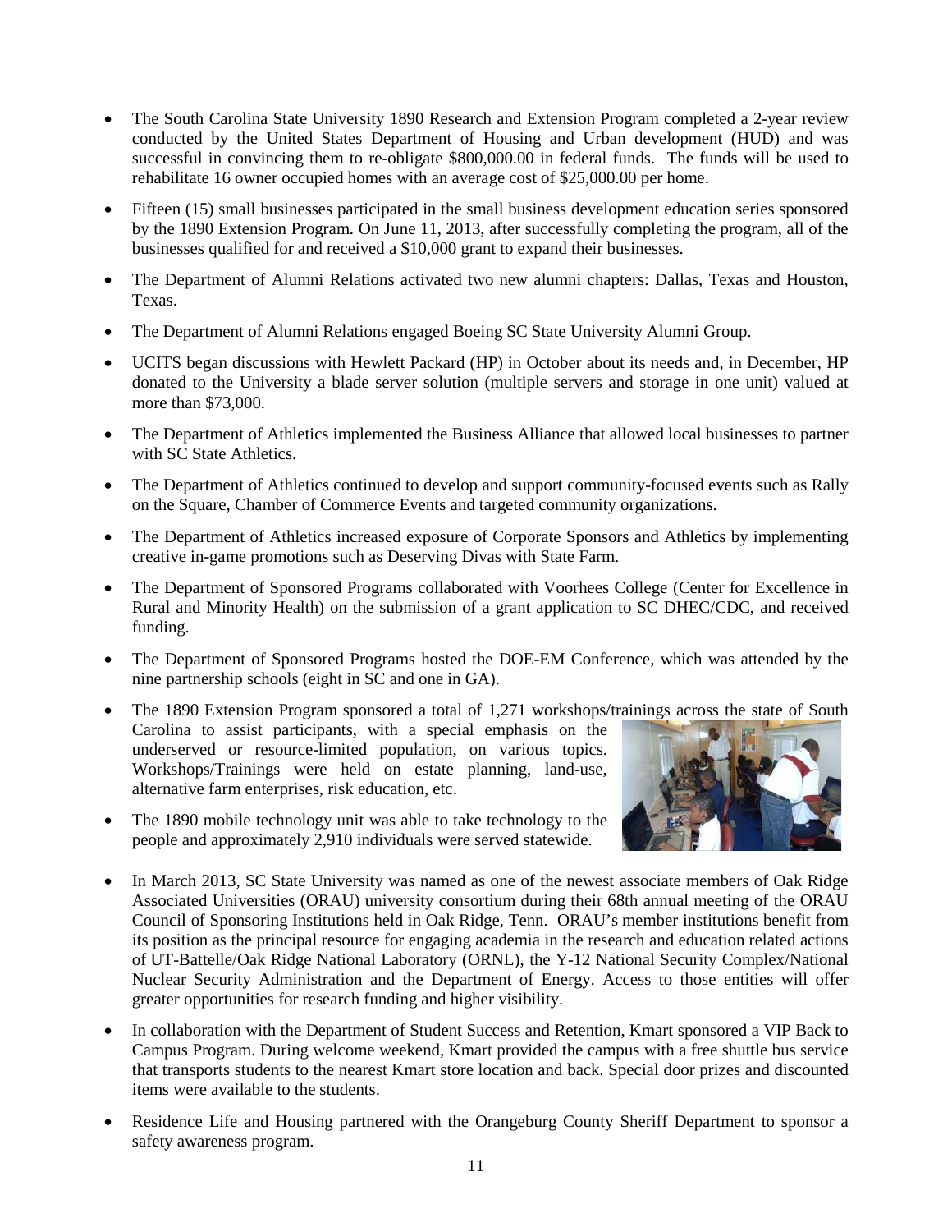- The South Carolina State University 1890 Research and Extension Program completed a 2-year review conducted by the United States Department of Housing and Urban development (HUD) and was successful in convincing them to re-obligate $800,000.00 in federal funds. The funds will be used to rehabilitate 16 owner occupied homes with an average cost of $25,000.00 per home.
- Fifteen (15) small businesses participated in the small business development education series sponsored by the 1890 Extension Program. On June 11, 2013, after successfully completing the program, all of the businesses qualified for and received a $10,000 grant to expand their businesses.
- The Department of Alumni Relations activated two new alumni chapters: Dallas, Texas and Houston, Texas.
- The Department of Alumni Relations engaged Boeing SC State University Alumni Group.
- UCITS began discussions with Hewlett Packard (HP) in October about its needs and, in December, HP donated to the University a blade server solution (multiple servers and storage in one unit) valued at more than $73,000.
- The Department of Athletics implemented the Business Alliance that allowed local businesses to partner with SC State Athletics.
- The Department of Athletics continued to develop and support community-focused events such as Rally on the Square, Chamber of Commerce Events and targeted community organizations.
- The Department of Athletics increased exposure of Corporate Sponsors and Athletics by implementing creative in-game promotions such as Deserving Divas with State Farm.
- The Department of Sponsored Programs collaborated with Voorhees College (Center for Excellence in Rural and Minority Health) on the submission of a grant application to SC DHEC/CDC, and received funding.
- The Department of Sponsored Programs hosted the DOE-EM Conference, which was attended by the nine partnership schools (eight in SC and one in GA).
- The 1890 Extension Program sponsored a total of 1,271 workshops/trainings across the state of South Carolina to assist participants, with a special emphasis on the underserved or resource-limited population, on various topics. Workshops/Trainings were held on estate planning, land-use, alternative farm enterprises, risk education, etc.
- The 1890 mobile technology unit was able to take technology to the people and approximately 2,910 individuals were served statewide.
- In March 2013, SC State University was named as one of the newest associate members of Oak Ridge Associated Universities (ORAU) university consortium during their 68th annual meeting of the ORAU Council of Sponsoring Institutions held in Oak Ridge, Tenn. ORAU's member institutions benefit from its position as the principal resource for engaging academia in the research and education related actions of UT-Battelle/Oak Ridge National Laboratory (ORNL), the Y-12 National Security Complex/National Nuclear Security Administration and the Department of Energy. Access to those entities will offer greater opportunities for research funding and higher visibility.
- In collaboration with the Department of Student Success and Retention, Kmart sponsored a VIP Back to Campus Program. During welcome weekend, Kmart provided the campus with a free shuttle bus service that transports students to the nearest Kmart store location and back. Special door prizes and discounted items were available to the students.
- Residence Life and Housing partnered with the Orangeburg County Sheriff Department to sponsor a safety awareness program.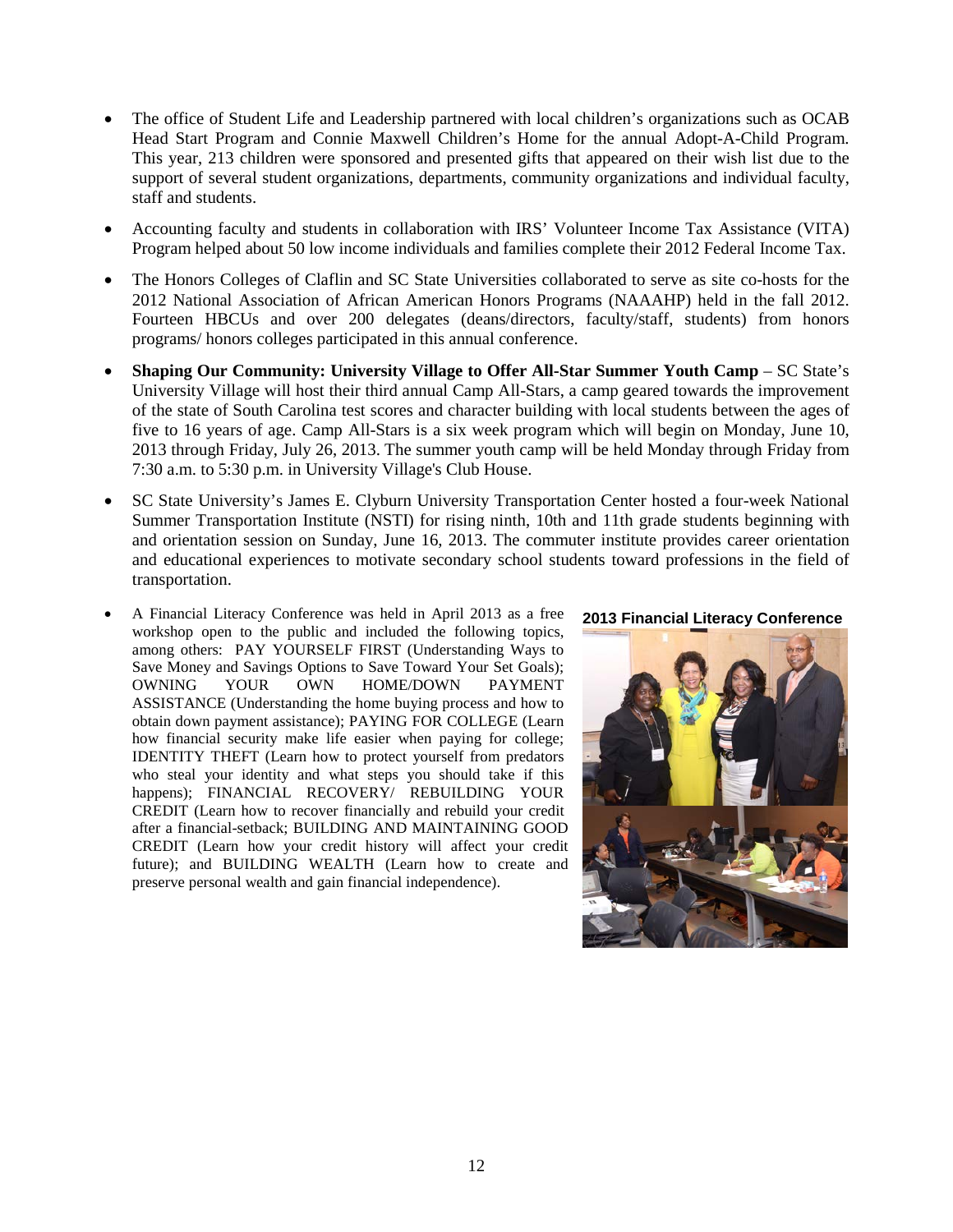- The office of Student Life and Leadership partnered with local children's organizations such as OCAB Head Start Program and Connie Maxwell Children's Home for the annual Adopt-A-Child Program. This year, 213 children were sponsored and presented gifts that appeared on their wish list due to the support of several student organizations, departments, community organizations and individual faculty, staff and students.
- Accounting faculty and students in collaboration with IRS' Volunteer Income Tax Assistance (VITA) Program helped about 50 low income individuals and families complete their 2012 Federal Income Tax.
- The Honors Colleges of Claflin and SC State Universities collaborated to serve as site co-hosts for the 2012 National Association of African American Honors Programs (NAAAHP) held in the fall 2012. Fourteen HBCUs and over 200 delegates (deans/directors, faculty/staff, students) from honors programs/ honors colleges participated in this annual conference.
- **Shaping Our Community: University Village to Offer All-Star Summer Youth Camp** – SC State's University Village will host their third annual Camp All-Stars, a camp geared towards the improvement of the state of South Carolina test scores and character building with local students between the ages of five to 16 years of age. Camp All-Stars is a six week program which will begin on Monday, June 10, 2013 through Friday, July 26, 2013. The summer youth camp will be held Monday through Friday from 7:30 a.m. to 5:30 p.m. in University Village's Club House.
- SC State University's James E. Clyburn University Transportation Center hosted a four-week National Summer Transportation Institute (NSTI) for rising ninth, 10th and 11th grade students beginning with and orientation session on Sunday, June 16, 2013. The commuter institute provides career orientation and educational experiences to motivate secondary school students toward professions in the field of transportation.
- A Financial Literacy Conference was held in April 2013 as a free workshop open to the public and included the following topics, among others: PAY YOURSELF FIRST (Understanding Ways to Save Money and Savings Options to Save Toward Your Set Goals); OWNING YOUR OWN HOME/DOWN PAYMENT ASSISTANCE (Understanding the home buying process and how to obtain down payment assistance); PAYING FOR COLLEGE (Learn how financial security make life easier when paying for college; IDENTITY THEFT (Learn how to protect yourself from predators who steal your identity and what steps you should take if this happens); FINANCIAL RECOVERY/ REBUILDING YOUR CREDIT (Learn how to recover financially and rebuild your credit after a financial-setback; BUILDING AND MAINTAINING GOOD CREDIT (Learn how your credit history will affect your credit future); and BUILDING WEALTH (Learn how to create and preserve personal wealth and gain financial independence).

**2013 Financial Literacy Conference**